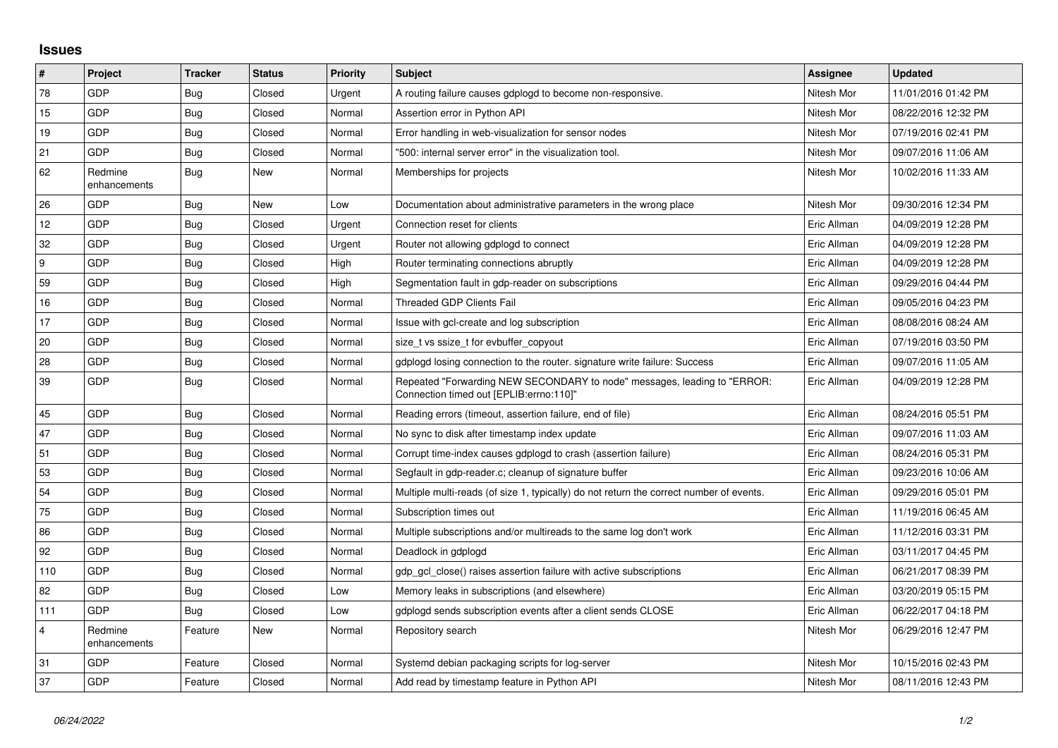## Issues

| # | Project | Tracker | Status | Priority | Subject | Assignee | Updated |
|---|---|---|---|---|---|---|---|
| 78 | GDP | Bug | Closed | Urgent | A routing failure causes gdplogd to become non-responsive. | Nitesh Mor | 11/01/2016 01:42 PM |
| 15 | GDP | Bug | Closed | Normal | Assertion error in Python API | Nitesh Mor | 08/22/2016 12:32 PM |
| 19 | GDP | Bug | Closed | Normal | Error handling in web-visualization for sensor nodes | Nitesh Mor | 07/19/2016 02:41 PM |
| 21 | GDP | Bug | Closed | Normal | "500: internal server error" in the visualization tool. | Nitesh Mor | 09/07/2016 11:06 AM |
| 62 | Redmine enhancements | Bug | New | Normal | Memberships for projects | Nitesh Mor | 10/02/2016 11:33 AM |
| 26 | GDP | Bug | New | Low | Documentation about administrative parameters in the wrong place | Nitesh Mor | 09/30/2016 12:34 PM |
| 12 | GDP | Bug | Closed | Urgent | Connection reset for clients | Eric Allman | 04/09/2019 12:28 PM |
| 32 | GDP | Bug | Closed | Urgent | Router not allowing gdplogd to connect | Eric Allman | 04/09/2019 12:28 PM |
| 9 | GDP | Bug | Closed | High | Router terminating connections abruptly | Eric Allman | 04/09/2019 12:28 PM |
| 59 | GDP | Bug | Closed | High | Segmentation fault in gdp-reader on subscriptions | Eric Allman | 09/29/2016 04:44 PM |
| 16 | GDP | Bug | Closed | Normal | Threaded GDP Clients Fail | Eric Allman | 09/05/2016 04:23 PM |
| 17 | GDP | Bug | Closed | Normal | Issue with gcl-create and log subscription | Eric Allman | 08/08/2016 08:24 AM |
| 20 | GDP | Bug | Closed | Normal | size_t vs ssize_t for evbuffer_copyout | Eric Allman | 07/19/2016 03:50 PM |
| 28 | GDP | Bug | Closed | Normal | gdplogd losing connection to the router. signature write failure: Success | Eric Allman | 09/07/2016 11:05 AM |
| 39 | GDP | Bug | Closed | Normal | Repeated "Forwarding NEW SECONDARY to node" messages, leading to "ERROR: Connection timed out [EPLIB:errno:110]" | Eric Allman | 04/09/2019 12:28 PM |
| 45 | GDP | Bug | Closed | Normal | Reading errors (timeout, assertion failure, end of file) | Eric Allman | 08/24/2016 05:51 PM |
| 47 | GDP | Bug | Closed | Normal | No sync to disk after timestamp index update | Eric Allman | 09/07/2016 11:03 AM |
| 51 | GDP | Bug | Closed | Normal | Corrupt time-index causes gdplogd to crash (assertion failure) | Eric Allman | 08/24/2016 05:31 PM |
| 53 | GDP | Bug | Closed | Normal | Segfault in gdp-reader.c; cleanup of signature buffer | Eric Allman | 09/23/2016 10:06 AM |
| 54 | GDP | Bug | Closed | Normal | Multiple multi-reads (of size 1, typically) do not return the correct number of events. | Eric Allman | 09/29/2016 05:01 PM |
| 75 | GDP | Bug | Closed | Normal | Subscription times out | Eric Allman | 11/19/2016 06:45 AM |
| 86 | GDP | Bug | Closed | Normal | Multiple subscriptions and/or multireads to the same log don't work | Eric Allman | 11/12/2016 03:31 PM |
| 92 | GDP | Bug | Closed | Normal | Deadlock in gdplogd | Eric Allman | 03/11/2017 04:45 PM |
| 110 | GDP | Bug | Closed | Normal | gdp_gcl_close() raises assertion failure with active subscriptions | Eric Allman | 06/21/2017 08:39 PM |
| 82 | GDP | Bug | Closed | Low | Memory leaks in subscriptions (and elsewhere) | Eric Allman | 03/20/2019 05:15 PM |
| 111 | GDP | Bug | Closed | Low | gdplogd sends subscription events after a client sends CLOSE | Eric Allman | 06/22/2017 04:18 PM |
| 4 | Redmine enhancements | Feature | New | Normal | Repository search | Nitesh Mor | 06/29/2016 12:47 PM |
| 31 | GDP | Feature | Closed | Normal | Systemd debian packaging scripts for log-server | Nitesh Mor | 10/15/2016 02:43 PM |
| 37 | GDP | Feature | Closed | Normal | Add read by timestamp feature in Python API | Nitesh Mor | 08/11/2016 12:43 PM |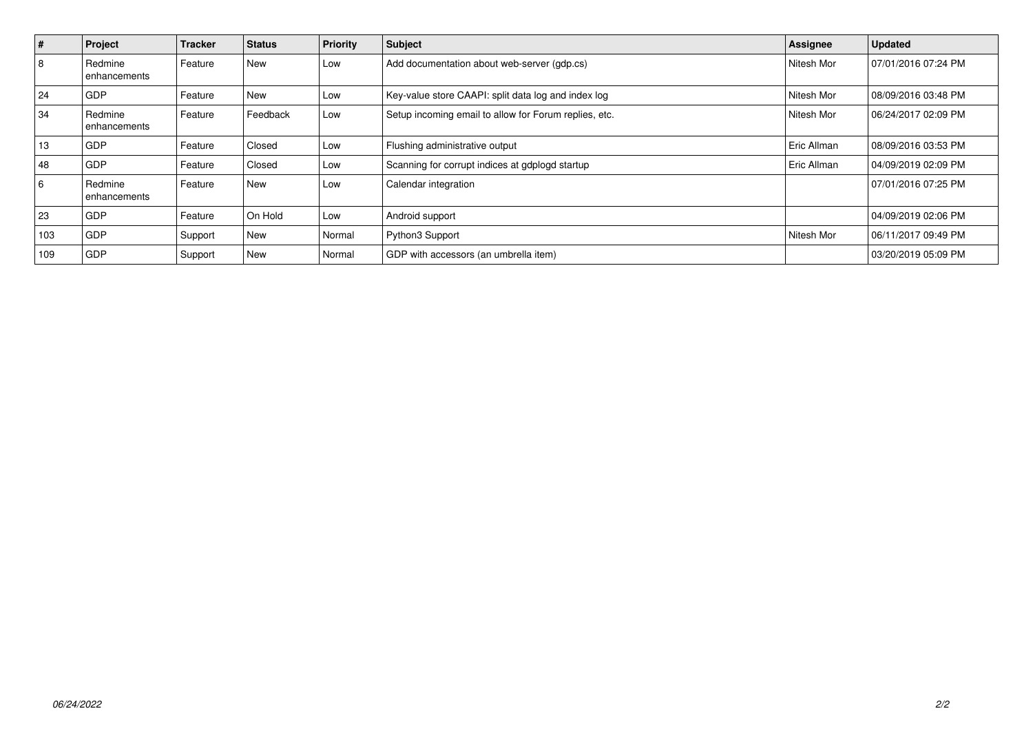| # | Project | Tracker | Status | Priority | Subject | Assignee | Updated |
|---|---|---|---|---|---|---|---|
| 8 | Redmine enhancements | Feature | New | Low | Add documentation about web-server (gdp.cs) | Nitesh Mor | 07/01/2016 07:24 PM |
| 24 | GDP | Feature | New | Low | Key-value store CAAPI: split data log and index log | Nitesh Mor | 08/09/2016 03:48 PM |
| 34 | Redmine enhancements | Feature | Feedback | Low | Setup incoming email to allow for Forum replies, etc. | Nitesh Mor | 06/24/2017 02:09 PM |
| 13 | GDP | Feature | Closed | Low | Flushing administrative output | Eric Allman | 08/09/2016 03:53 PM |
| 48 | GDP | Feature | Closed | Low | Scanning for corrupt indices at gdplogd startup | Eric Allman | 04/09/2019 02:09 PM |
| 6 | Redmine enhancements | Feature | New | Low | Calendar integration | | 07/01/2016 07:25 PM |
| 23 | GDP | Feature | On Hold | Low | Android support | | 04/09/2019 02:06 PM |
| 103 | GDP | Support | New | Normal | Python3 Support | Nitesh Mor | 06/11/2017 09:49 PM |
| 109 | GDP | Support | New | Normal | GDP with accessors (an umbrella item) | | 03/20/2019 05:09 PM |

*06/24/2022*